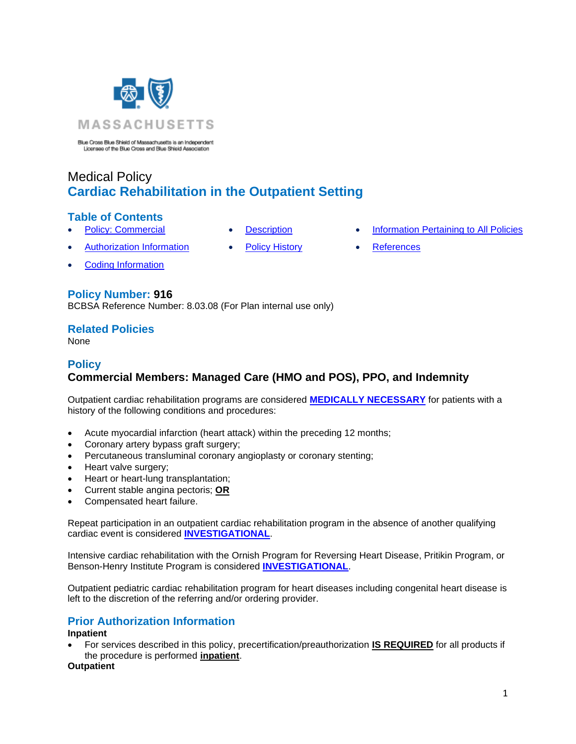MASSACHUSETTS

Blue Cross Blue Shield of Massachusetts is an Independent Licensee of the Blue Cross and Blue Shield Association

# Medical Policy
# Cardiac Rehabilitation in the Outpatient Setting

## Table of Contents

- Policy: Commercial
- Authorization Information
- Coding Information
- Description
- Policy History
- Information Pertaining to All Policies
- References

## Policy Number: 916

BCBSA Reference Number: 8.03.08 (For Plan internal use only)

## Related Policies

None

## Policy

### Commercial Members: Managed Care (HMO and POS), PPO, and Indemnity

Outpatient cardiac rehabilitation programs are considered **MEDICALLY NECESSARY** for patients with a history of the following conditions and procedures:

- Acute myocardial infarction (heart attack) within the preceding 12 months;
- Coronary artery bypass graft surgery;
- Percutaneous transluminal coronary angioplasty or coronary stenting;
- Heart valve surgery;
- Heart or heart-lung transplantation;
- Current stable angina pectoris; **OR**
- Compensated heart failure.

Repeat participation in an outpatient cardiac rehabilitation program in the absence of another qualifying cardiac event is considered **INVESTIGATIONAL**.

Intensive cardiac rehabilitation with the Ornish Program for Reversing Heart Disease, Pritikin Program, or Benson-Henry Institute Program is considered **INVESTIGATIONAL**.

Outpatient pediatric cardiac rehabilitation program for heart diseases including congenital heart disease is left to the discretion of the referring and/or ordering provider.

## Prior Authorization Information

**Inpatient**

- For services described in this policy, precertification/preauthorization **IS REQUIRED** for all products if the procedure is performed **inpatient**.

**Outpatient**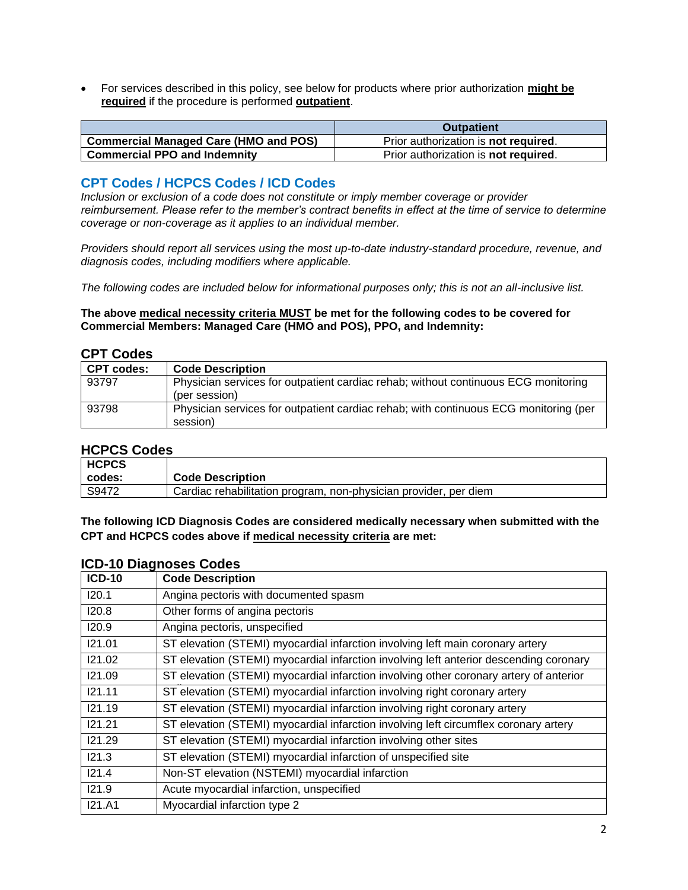- For services described in this policy, see below for products where prior authorization **might be required** if the procedure is performed **outpatient**.

| | Outpatient |
|---|---|
| **Commercial Managed Care (HMO and POS)** | Prior authorization is **not required**. |
| **Commercial PPO and Indemnity** | Prior authorization is **not required**. |

## CPT Codes / HCPCS Codes / ICD Codes

*Inclusion or exclusion of a code does not constitute or imply member coverage or provider reimbursement. Please refer to the member's contract benefits in effect at the time of service to determine coverage or non-coverage as it applies to an individual member.*

*Providers should report all services using the most up-to-date industry-standard procedure, revenue, and diagnosis codes, including modifiers where applicable.*

*The following codes are included below for informational purposes only; this is not an all-inclusive list.*

**The above medical necessity criteria MUST be met for the following codes to be covered for Commercial Members: Managed Care (HMO and POS), PPO, and Indemnity:**

### CPT Codes

| CPT codes: | Code Description |
|---|---|
| 93797 | Physician services for outpatient cardiac rehab; without continuous ECG monitoring (per session) |
| 93798 | Physician services for outpatient cardiac rehab; with continuous ECG monitoring (per session) |

### HCPCS Codes

| HCPCS codes: | Code Description |
|---|---|
| S9472 | Cardiac rehabilitation program, non-physician provider, per diem |

**The following ICD Diagnosis Codes are considered medically necessary when submitted with the CPT and HCPCS codes above if medical necessity criteria are met:**

### ICD-10 Diagnoses Codes

| ICD-10 | Code Description |
|---|---|
| I20.1 | Angina pectoris with documented spasm |
| I20.8 | Other forms of angina pectoris |
| I20.9 | Angina pectoris, unspecified |
| I21.01 | ST elevation (STEMI) myocardial infarction involving left main coronary artery |
| I21.02 | ST elevation (STEMI) myocardial infarction involving left anterior descending coronary |
| I21.09 | ST elevation (STEMI) myocardial infarction involving other coronary artery of anterior |
| I21.11 | ST elevation (STEMI) myocardial infarction involving right coronary artery |
| I21.19 | ST elevation (STEMI) myocardial infarction involving right coronary artery |
| I21.21 | ST elevation (STEMI) myocardial infarction involving left circumflex coronary artery |
| I21.29 | ST elevation (STEMI) myocardial infarction involving other sites |
| I21.3 | ST elevation (STEMI) myocardial infarction of unspecified site |
| I21.4 | Non-ST elevation (NSTEMI) myocardial infarction |
| I21.9 | Acute myocardial infarction, unspecified |
| I21.A1 | Myocardial infarction type 2 |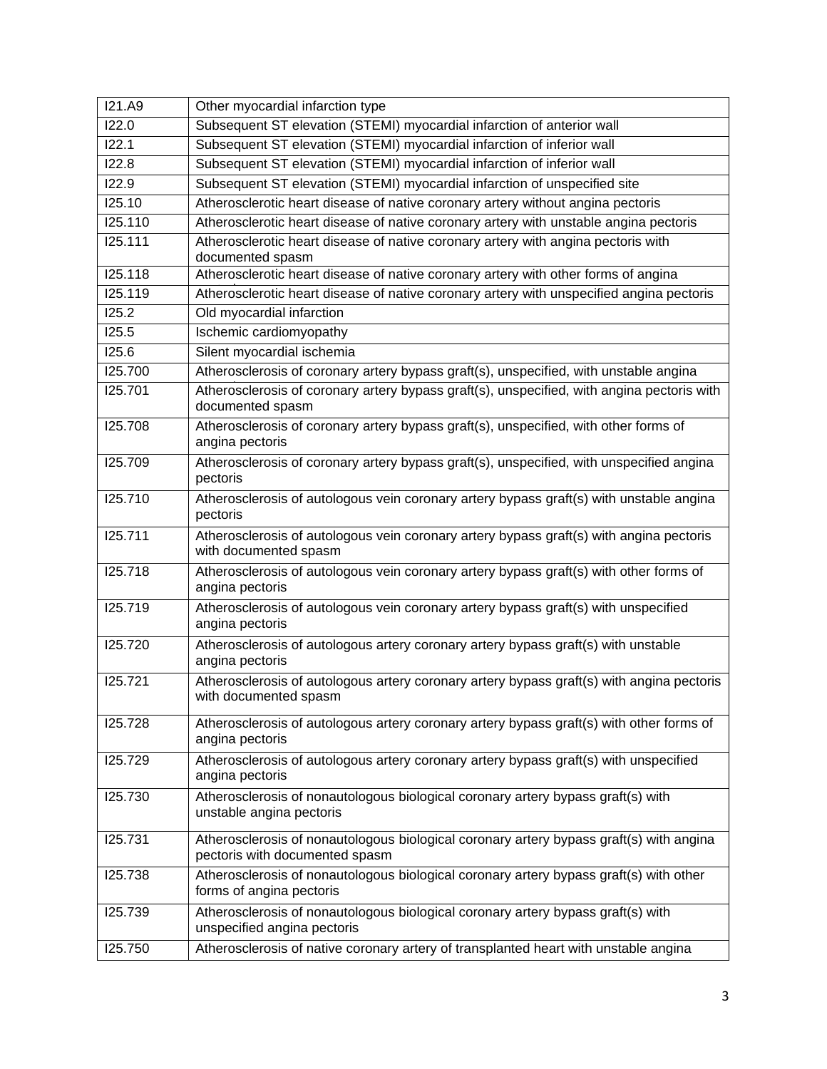| I21.A9 | Other myocardial infarction type |
|---|---|
| I22.0 | Subsequent ST elevation (STEMI) myocardial infarction of anterior wall |
| I22.1 | Subsequent ST elevation (STEMI) myocardial infarction of inferior wall |
| I22.8 | Subsequent ST elevation (STEMI) myocardial infarction of inferior wall |
| I22.9 | Subsequent ST elevation (STEMI) myocardial infarction of unspecified site |
| I25.10 | Atherosclerotic heart disease of native coronary artery without angina pectoris |
| I25.110 | Atherosclerotic heart disease of native coronary artery with unstable angina pectoris |
| I25.111 | Atherosclerotic heart disease of native coronary artery with angina pectoris with documented spasm |
| I25.118 | Atherosclerotic heart disease of native coronary artery with other forms of angina |
| I25.119 | Atherosclerotic heart disease of native coronary artery with unspecified angina pectoris |
| I25.2 | Old myocardial infarction |
| I25.5 | Ischemic cardiomyopathy |
| I25.6 | Silent myocardial ischemia |
| I25.700 | Atherosclerosis of coronary artery bypass graft(s), unspecified, with unstable angina |
| I25.701 | Atherosclerosis of coronary artery bypass graft(s), unspecified, with angina pectoris with documented spasm |
| I25.708 | Atherosclerosis of coronary artery bypass graft(s), unspecified, with other forms of angina pectoris |
| I25.709 | Atherosclerosis of coronary artery bypass graft(s), unspecified, with unspecified angina pectoris |
| I25.710 | Atherosclerosis of autologous vein coronary artery bypass graft(s) with unstable angina pectoris |
| I25.711 | Atherosclerosis of autologous vein coronary artery bypass graft(s) with angina pectoris with documented spasm |
| I25.718 | Atherosclerosis of autologous vein coronary artery bypass graft(s) with other forms of angina pectoris |
| I25.719 | Atherosclerosis of autologous vein coronary artery bypass graft(s) with unspecified angina pectoris |
| I25.720 | Atherosclerosis of autologous artery coronary artery bypass graft(s) with unstable angina pectoris |
| I25.721 | Atherosclerosis of autologous artery coronary artery bypass graft(s) with angina pectoris with documented spasm |
| I25.728 | Atherosclerosis of autologous artery coronary artery bypass graft(s) with other forms of angina pectoris |
| I25.729 | Atherosclerosis of autologous artery coronary artery bypass graft(s) with unspecified angina pectoris |
| I25.730 | Atherosclerosis of nonautologous biological coronary artery bypass graft(s) with unstable angina pectoris |
| I25.731 | Atherosclerosis of nonautologous biological coronary artery bypass graft(s) with angina pectoris with documented spasm |
| I25.738 | Atherosclerosis of nonautologous biological coronary artery bypass graft(s) with other forms of angina pectoris |
| I25.739 | Atherosclerosis of nonautologous biological coronary artery bypass graft(s) with unspecified angina pectoris |
| I25.750 | Atherosclerosis of native coronary artery of transplanted heart with unstable angina |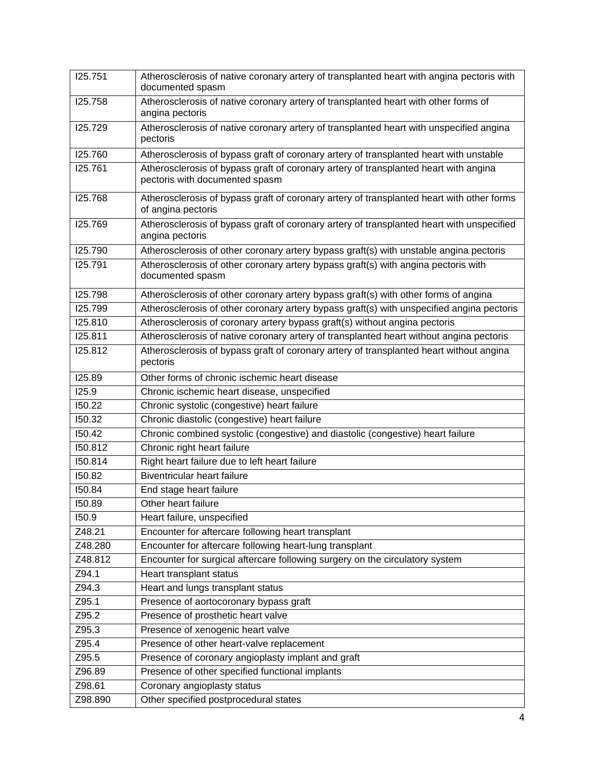| | |
|---|---|
| I25.751 | Atherosclerosis of native coronary artery of transplanted heart with angina pectoris with documented spasm |
| I25.758 | Atherosclerosis of native coronary artery of transplanted heart with other forms of angina pectoris |
| I25.729 | Atherosclerosis of native coronary artery of transplanted heart with unspecified angina pectoris |
| I25.760 | Atherosclerosis of bypass graft of coronary artery of transplanted heart with unstable |
| I25.761 | Atherosclerosis of bypass graft of coronary artery of transplanted heart with angina pectoris with documented spasm |
| I25.768 | Atherosclerosis of bypass graft of coronary artery of transplanted heart with other forms of angina pectoris |
| I25.769 | Atherosclerosis of bypass graft of coronary artery of transplanted heart with unspecified angina pectoris |
| I25.790 | Atherosclerosis of other coronary artery bypass graft(s) with unstable angina pectoris |
| I25.791 | Atherosclerosis of other coronary artery bypass graft(s) with angina pectoris with documented spasm |
| I25.798 | Atherosclerosis of other coronary artery bypass graft(s) with other forms of angina |
| I25.799 | Atherosclerosis of other coronary artery bypass graft(s) with unspecified angina pectoris |
| I25.810 | Atherosclerosis of coronary artery bypass graft(s) without angina pectoris |
| I25.811 | Atherosclerosis of native coronary artery of transplanted heart without angina pectoris |
| I25.812 | Atherosclerosis of bypass graft of coronary artery of transplanted heart without angina pectoris |
| I25.89 | Other forms of chronic ischemic heart disease |
| I25.9 | Chronic ischemic heart disease, unspecified |
| I50.22 | Chronic systolic (congestive) heart failure |
| I50.32 | Chronic diastolic (congestive) heart failure |
| I50.42 | Chronic combined systolic (congestive) and diastolic (congestive) heart failure |
| I50.812 | Chronic right heart failure |
| I50.814 | Right heart failure due to left heart failure |
| I50.82 | Biventricular heart failure |
| I50.84 | End stage heart failure |
| I50.89 | Other heart failure |
| I50.9 | Heart failure, unspecified |
| Z48.21 | Encounter for aftercare following heart transplant |
| Z48.280 | Encounter for aftercare following heart-lung transplant |
| Z48.812 | Encounter for surgical aftercare following surgery on the circulatory system |
| Z94.1 | Heart transplant status |
| Z94.3 | Heart and lungs transplant status |
| Z95.1 | Presence of aortocoronary bypass graft |
| Z95.2 | Presence of prosthetic heart valve |
| Z95.3 | Presence of xenogenic heart valve |
| Z95.4 | Presence of other heart-valve replacement |
| Z95.5 | Presence of coronary angioplasty implant and graft |
| Z96.89 | Presence of other specified functional implants |
| Z98.61 | Coronary angioplasty status |
| Z98.890 | Other specified postprocedural states |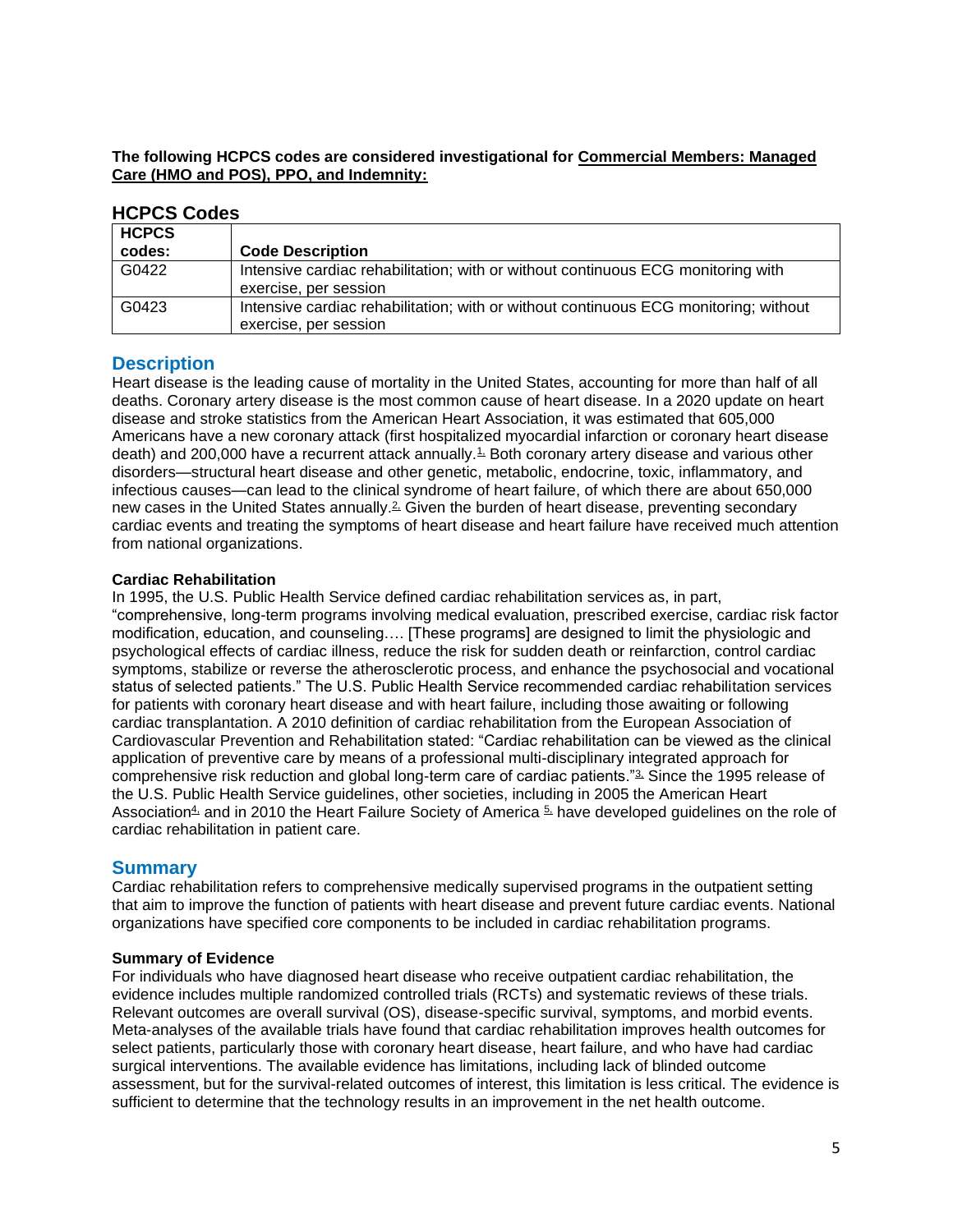**The following HCPCS codes are considered investigational for Commercial Members: Managed Care (HMO and POS), PPO, and Indemnity:**

## HCPCS Codes

| HCPCS codes: | Code Description |
| --- | --- |
| G0422 | Intensive cardiac rehabilitation; with or without continuous ECG monitoring with exercise, per session |
| G0423 | Intensive cardiac rehabilitation; with or without continuous ECG monitoring; without exercise, per session |

## Description

Heart disease is the leading cause of mortality in the United States, accounting for more than half of all deaths. Coronary artery disease is the most common cause of heart disease. In a 2020 update on heart disease and stroke statistics from the American Heart Association, it was estimated that 605,000 Americans have a new coronary attack (first hospitalized myocardial infarction or coronary heart disease death) and 200,000 have a recurrent attack annually.[1] Both coronary artery disease and various other disorders—structural heart disease and other genetic, metabolic, endocrine, toxic, inflammatory, and infectious causes—can lead to the clinical syndrome of heart failure, of which there are about 650,000 new cases in the United States annually.[2] Given the burden of heart disease, preventing secondary cardiac events and treating the symptoms of heart disease and heart failure have received much attention from national organizations.

**Cardiac Rehabilitation**

In 1995, the U.S. Public Health Service defined cardiac rehabilitation services as, in part, "comprehensive, long-term programs involving medical evaluation, prescribed exercise, cardiac risk factor modification, education, and counseling…. [These programs] are designed to limit the physiologic and psychological effects of cardiac illness, reduce the risk for sudden death or reinfarction, control cardiac symptoms, stabilize or reverse the atherosclerotic process, and enhance the psychosocial and vocational status of selected patients." The U.S. Public Health Service recommended cardiac rehabilitation services for patients with coronary heart disease and with heart failure, including those awaiting or following cardiac transplantation. A 2010 definition of cardiac rehabilitation from the European Association of Cardiovascular Prevention and Rehabilitation stated: "Cardiac rehabilitation can be viewed as the clinical application of preventive care by means of a professional multi-disciplinary integrated approach for comprehensive risk reduction and global long-term care of cardiac patients."[3] Since the 1995 release of the U.S. Public Health Service guidelines, other societies, including in 2005 the American Heart Association[4] and in 2010 the Heart Failure Society of America [5] have developed guidelines on the role of cardiac rehabilitation in patient care.

## Summary

Cardiac rehabilitation refers to comprehensive medically supervised programs in the outpatient setting that aim to improve the function of patients with heart disease and prevent future cardiac events. National organizations have specified core components to be included in cardiac rehabilitation programs.

**Summary of Evidence**

For individuals who have diagnosed heart disease who receive outpatient cardiac rehabilitation, the evidence includes multiple randomized controlled trials (RCTs) and systematic reviews of these trials. Relevant outcomes are overall survival (OS), disease-specific survival, symptoms, and morbid events. Meta-analyses of the available trials have found that cardiac rehabilitation improves health outcomes for select patients, particularly those with coronary heart disease, heart failure, and who have had cardiac surgical interventions. The available evidence has limitations, including lack of blinded outcome assessment, but for the survival-related outcomes of interest, this limitation is less critical. The evidence is sufficient to determine that the technology results in an improvement in the net health outcome.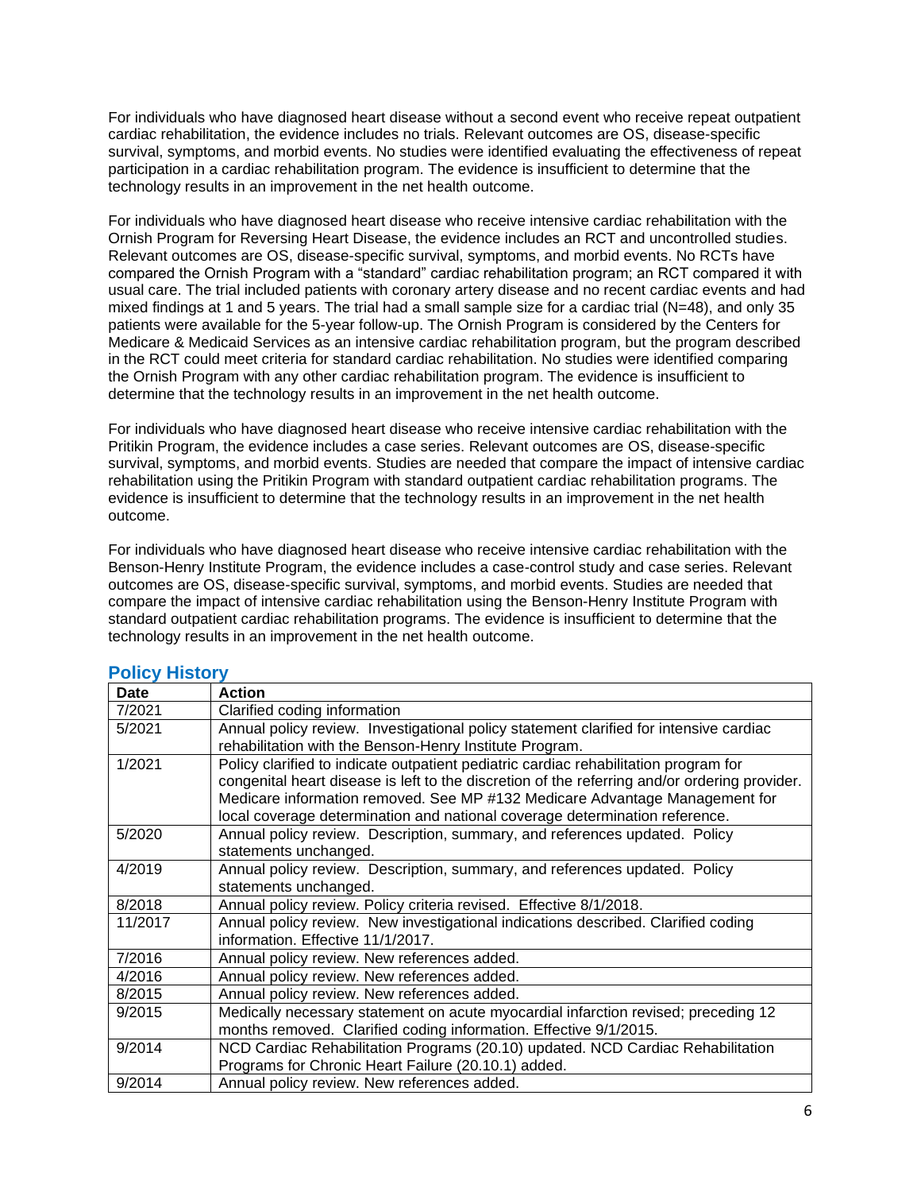For individuals who have diagnosed heart disease without a second event who receive repeat outpatient cardiac rehabilitation, the evidence includes no trials. Relevant outcomes are OS, disease-specific survival, symptoms, and morbid events. No studies were identified evaluating the effectiveness of repeat participation in a cardiac rehabilitation program. The evidence is insufficient to determine that the technology results in an improvement in the net health outcome.

For individuals who have diagnosed heart disease who receive intensive cardiac rehabilitation with the Ornish Program for Reversing Heart Disease, the evidence includes an RCT and uncontrolled studies. Relevant outcomes are OS, disease-specific survival, symptoms, and morbid events. No RCTs have compared the Ornish Program with a "standard" cardiac rehabilitation program; an RCT compared it with usual care. The trial included patients with coronary artery disease and no recent cardiac events and had mixed findings at 1 and 5 years. The trial had a small sample size for a cardiac trial (N=48), and only 35 patients were available for the 5-year follow-up. The Ornish Program is considered by the Centers for Medicare & Medicaid Services as an intensive cardiac rehabilitation program, but the program described in the RCT could meet criteria for standard cardiac rehabilitation. No studies were identified comparing the Ornish Program with any other cardiac rehabilitation program. The evidence is insufficient to determine that the technology results in an improvement in the net health outcome.

For individuals who have diagnosed heart disease who receive intensive cardiac rehabilitation with the Pritikin Program, the evidence includes a case series. Relevant outcomes are OS, disease-specific survival, symptoms, and morbid events. Studies are needed that compare the impact of intensive cardiac rehabilitation using the Pritikin Program with standard outpatient cardiac rehabilitation programs. The evidence is insufficient to determine that the technology results in an improvement in the net health outcome.

For individuals who have diagnosed heart disease who receive intensive cardiac rehabilitation with the Benson-Henry Institute Program, the evidence includes a case-control study and case series. Relevant outcomes are OS, disease-specific survival, symptoms, and morbid events. Studies are needed that compare the impact of intensive cardiac rehabilitation using the Benson-Henry Institute Program with standard outpatient cardiac rehabilitation programs. The evidence is insufficient to determine that the technology results in an improvement in the net health outcome.

## Policy History

| Date | Action |
|---|---|
| 7/2021 | Clarified coding information |
| 5/2021 | Annual policy review. Investigational policy statement clarified for intensive cardiac rehabilitation with the Benson-Henry Institute Program. |
| 1/2021 | Policy clarified to indicate outpatient pediatric cardiac rehabilitation program for congenital heart disease is left to the discretion of the referring and/or ordering provider. Medicare information removed. See MP #132 Medicare Advantage Management for local coverage determination and national coverage determination reference. |
| 5/2020 | Annual policy review. Description, summary, and references updated. Policy statements unchanged. |
| 4/2019 | Annual policy review. Description, summary, and references updated. Policy statements unchanged. |
| 8/2018 | Annual policy review. Policy criteria revised. Effective 8/1/2018. |
| 11/2017 | Annual policy review. New investigational indications described. Clarified coding information. Effective 11/1/2017. |
| 7/2016 | Annual policy review. New references added. |
| 4/2016 | Annual policy review. New references added. |
| 8/2015 | Annual policy review. New references added. |
| 9/2015 | Medically necessary statement on acute myocardial infarction revised; preceding 12 months removed. Clarified coding information. Effective 9/1/2015. |
| 9/2014 | NCD Cardiac Rehabilitation Programs (20.10) updated. NCD Cardiac Rehabilitation Programs for Chronic Heart Failure (20.10.1) added. |
| 9/2014 | Annual policy review. New references added. |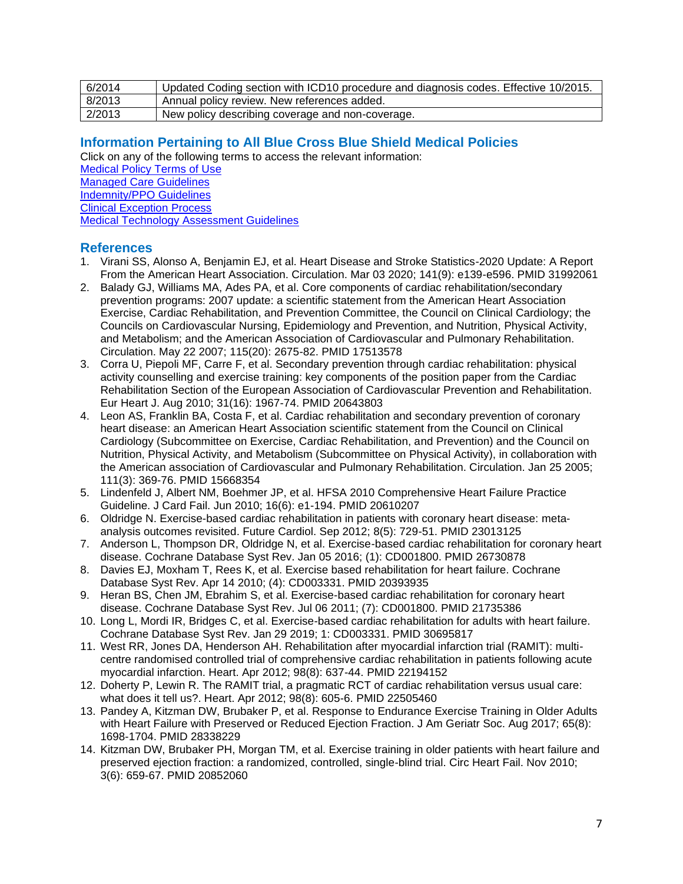| 6/2014 | Updated Coding section with ICD10 procedure and diagnosis codes. Effective 10/2015. |
|---|---|
| 8/2013 | Annual policy review. New references added. |
| 2/2013 | New policy describing coverage and non-coverage. |

## Information Pertaining to All Blue Cross Blue Shield Medical Policies

Click on any of the following terms to access the relevant information:

[Medical Policy Terms of Use]
[Managed Care Guidelines]
[Indemnity/PPO Guidelines]
[Clinical Exception Process]
[Medical Technology Assessment Guidelines]

## References

1. Virani SS, Alonso A, Benjamin EJ, et al. Heart Disease and Stroke Statistics-2020 Update: A Report From the American Heart Association. Circulation. Mar 03 2020; 141(9): e139-e596. PMID 31992061
2. Balady GJ, Williams MA, Ades PA, et al. Core components of cardiac rehabilitation/secondary prevention programs: 2007 update: a scientific statement from the American Heart Association Exercise, Cardiac Rehabilitation, and Prevention Committee, the Council on Clinical Cardiology; the Councils on Cardiovascular Nursing, Epidemiology and Prevention, and Nutrition, Physical Activity, and Metabolism; and the American Association of Cardiovascular and Pulmonary Rehabilitation. Circulation. May 22 2007; 115(20): 2675-82. PMID 17513578
3. Corra U, Piepoli MF, Carre F, et al. Secondary prevention through cardiac rehabilitation: physical activity counselling and exercise training: key components of the position paper from the Cardiac Rehabilitation Section of the European Association of Cardiovascular Prevention and Rehabilitation. Eur Heart J. Aug 2010; 31(16): 1967-74. PMID 20643803
4. Leon AS, Franklin BA, Costa F, et al. Cardiac rehabilitation and secondary prevention of coronary heart disease: an American Heart Association scientific statement from the Council on Clinical Cardiology (Subcommittee on Exercise, Cardiac Rehabilitation, and Prevention) and the Council on Nutrition, Physical Activity, and Metabolism (Subcommittee on Physical Activity), in collaboration with the American association of Cardiovascular and Pulmonary Rehabilitation. Circulation. Jan 25 2005; 111(3): 369-76. PMID 15668354
5. Lindenfeld J, Albert NM, Boehmer JP, et al. HFSA 2010 Comprehensive Heart Failure Practice Guideline. J Card Fail. Jun 2010; 16(6): e1-194. PMID 20610207
6. Oldridge N. Exercise-based cardiac rehabilitation in patients with coronary heart disease: meta-analysis outcomes revisited. Future Cardiol. Sep 2012; 8(5): 729-51. PMID 23013125
7. Anderson L, Thompson DR, Oldridge N, et al. Exercise-based cardiac rehabilitation for coronary heart disease. Cochrane Database Syst Rev. Jan 05 2016; (1): CD001800. PMID 26730878
8. Davies EJ, Moxham T, Rees K, et al. Exercise based rehabilitation for heart failure. Cochrane Database Syst Rev. Apr 14 2010; (4): CD003331. PMID 20393935
9. Heran BS, Chen JM, Ebrahim S, et al. Exercise-based cardiac rehabilitation for coronary heart disease. Cochrane Database Syst Rev. Jul 06 2011; (7): CD001800. PMID 21735386
10. Long L, Mordi IR, Bridges C, et al. Exercise-based cardiac rehabilitation for adults with heart failure. Cochrane Database Syst Rev. Jan 29 2019; 1: CD003331. PMID 30695817
11. West RR, Jones DA, Henderson AH. Rehabilitation after myocardial infarction trial (RAMIT): multi-centre randomised controlled trial of comprehensive cardiac rehabilitation in patients following acute myocardial infarction. Heart. Apr 2012; 98(8): 637-44. PMID 22194152
12. Doherty P, Lewin R. The RAMIT trial, a pragmatic RCT of cardiac rehabilitation versus usual care: what does it tell us?. Heart. Apr 2012; 98(8): 605-6. PMID 22505460
13. Pandey A, Kitzman DW, Brubaker P, et al. Response to Endurance Exercise Training in Older Adults with Heart Failure with Preserved or Reduced Ejection Fraction. J Am Geriatr Soc. Aug 2017; 65(8): 1698-1704. PMID 28338229
14. Kitzman DW, Brubaker PH, Morgan TM, et al. Exercise training in older patients with heart failure and preserved ejection fraction: a randomized, controlled, single-blind trial. Circ Heart Fail. Nov 2010; 3(6): 659-67. PMID 20852060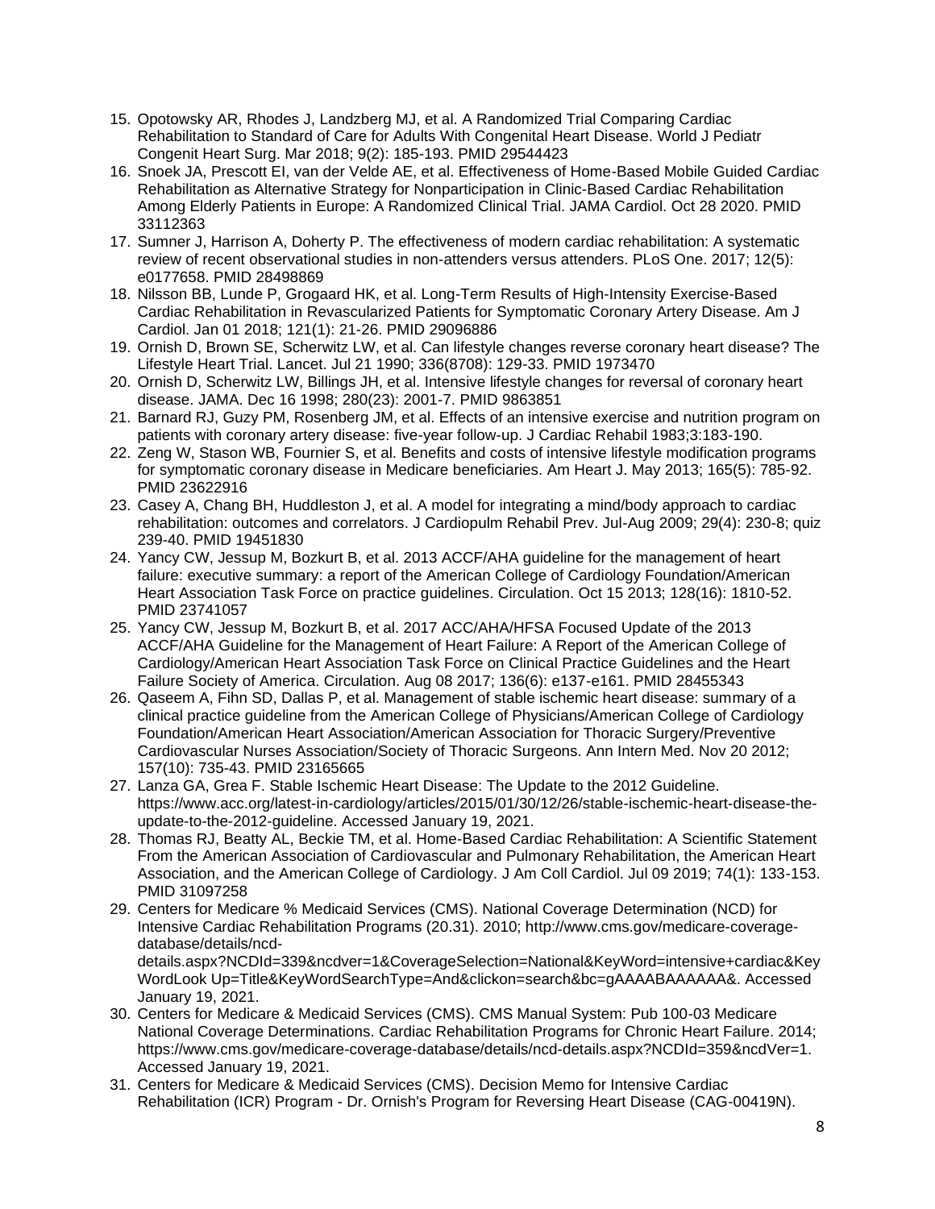15. Opotowsky AR, Rhodes J, Landzberg MJ, et al. A Randomized Trial Comparing Cardiac Rehabilitation to Standard of Care for Adults With Congenital Heart Disease. World J Pediatr Congenit Heart Surg. Mar 2018; 9(2): 185-193. PMID 29544423
16. Snoek JA, Prescott EI, van der Velde AE, et al. Effectiveness of Home-Based Mobile Guided Cardiac Rehabilitation as Alternative Strategy for Nonparticipation in Clinic-Based Cardiac Rehabilitation Among Elderly Patients in Europe: A Randomized Clinical Trial. JAMA Cardiol. Oct 28 2020. PMID 33112363
17. Sumner J, Harrison A, Doherty P. The effectiveness of modern cardiac rehabilitation: A systematic review of recent observational studies in non-attenders versus attenders. PLoS One. 2017; 12(5): e0177658. PMID 28498869
18. Nilsson BB, Lunde P, Grogaard HK, et al. Long-Term Results of High-Intensity Exercise-Based Cardiac Rehabilitation in Revascularized Patients for Symptomatic Coronary Artery Disease. Am J Cardiol. Jan 01 2018; 121(1): 21-26. PMID 29096886
19. Ornish D, Brown SE, Scherwitz LW, et al. Can lifestyle changes reverse coronary heart disease? The Lifestyle Heart Trial. Lancet. Jul 21 1990; 336(8708): 129-33. PMID 1973470
20. Ornish D, Scherwitz LW, Billings JH, et al. Intensive lifestyle changes for reversal of coronary heart disease. JAMA. Dec 16 1998; 280(23): 2001-7. PMID 9863851
21. Barnard RJ, Guzy PM, Rosenberg JM, et al. Effects of an intensive exercise and nutrition program on patients with coronary artery disease: five-year follow-up. J Cardiac Rehabil 1983;3:183-190.
22. Zeng W, Stason WB, Fournier S, et al. Benefits and costs of intensive lifestyle modification programs for symptomatic coronary disease in Medicare beneficiaries. Am Heart J. May 2013; 165(5): 785-92. PMID 23622916
23. Casey A, Chang BH, Huddleston J, et al. A model for integrating a mind/body approach to cardiac rehabilitation: outcomes and correlators. J Cardiopulm Rehabil Prev. Jul-Aug 2009; 29(4): 230-8; quiz 239-40. PMID 19451830
24. Yancy CW, Jessup M, Bozkurt B, et al. 2013 ACCF/AHA guideline for the management of heart failure: executive summary: a report of the American College of Cardiology Foundation/American Heart Association Task Force on practice guidelines. Circulation. Oct 15 2013; 128(16): 1810-52. PMID 23741057
25. Yancy CW, Jessup M, Bozkurt B, et al. 2017 ACC/AHA/HFSA Focused Update of the 2013 ACCF/AHA Guideline for the Management of Heart Failure: A Report of the American College of Cardiology/American Heart Association Task Force on Clinical Practice Guidelines and the Heart Failure Society of America. Circulation. Aug 08 2017; 136(6): e137-e161. PMID 28455343
26. Qaseem A, Fihn SD, Dallas P, et al. Management of stable ischemic heart disease: summary of a clinical practice guideline from the American College of Physicians/American College of Cardiology Foundation/American Heart Association/American Association for Thoracic Surgery/Preventive Cardiovascular Nurses Association/Society of Thoracic Surgeons. Ann Intern Med. Nov 20 2012; 157(10): 735-43. PMID 23165665
27. Lanza GA, Grea F. Stable Ischemic Heart Disease: The Update to the 2012 Guideline. https://www.acc.org/latest-in-cardiology/articles/2015/01/30/12/26/stable-ischemic-heart-disease-the-update-to-the-2012-guideline. Accessed January 19, 2021.
28. Thomas RJ, Beatty AL, Beckie TM, et al. Home-Based Cardiac Rehabilitation: A Scientific Statement From the American Association of Cardiovascular and Pulmonary Rehabilitation, the American Heart Association, and the American College of Cardiology. J Am Coll Cardiol. Jul 09 2019; 74(1): 133-153. PMID 31097258
29. Centers for Medicare % Medicaid Services (CMS). National Coverage Determination (NCD) for Intensive Cardiac Rehabilitation Programs (20.31). 2010; http://www.cms.gov/medicare-coverage-database/details/ncd-details.aspx?NCDId=339&ncdver=1&CoverageSelection=National&KeyWord=intensive+cardiac&KeyWordLook Up=Title&KeyWordSearchType=And&clickon=search&bc=gAAAABAAAAAA&. Accessed January 19, 2021.
30. Centers for Medicare & Medicaid Services (CMS). CMS Manual System: Pub 100-03 Medicare National Coverage Determinations. Cardiac Rehabilitation Programs for Chronic Heart Failure. 2014; https://www.cms.gov/medicare-coverage-database/details/ncd-details.aspx?NCDId=359&ncdVer=1. Accessed January 19, 2021.
31. Centers for Medicare & Medicaid Services (CMS). Decision Memo for Intensive Cardiac Rehabilitation (ICR) Program - Dr. Ornish's Program for Reversing Heart Disease (CAG-00419N).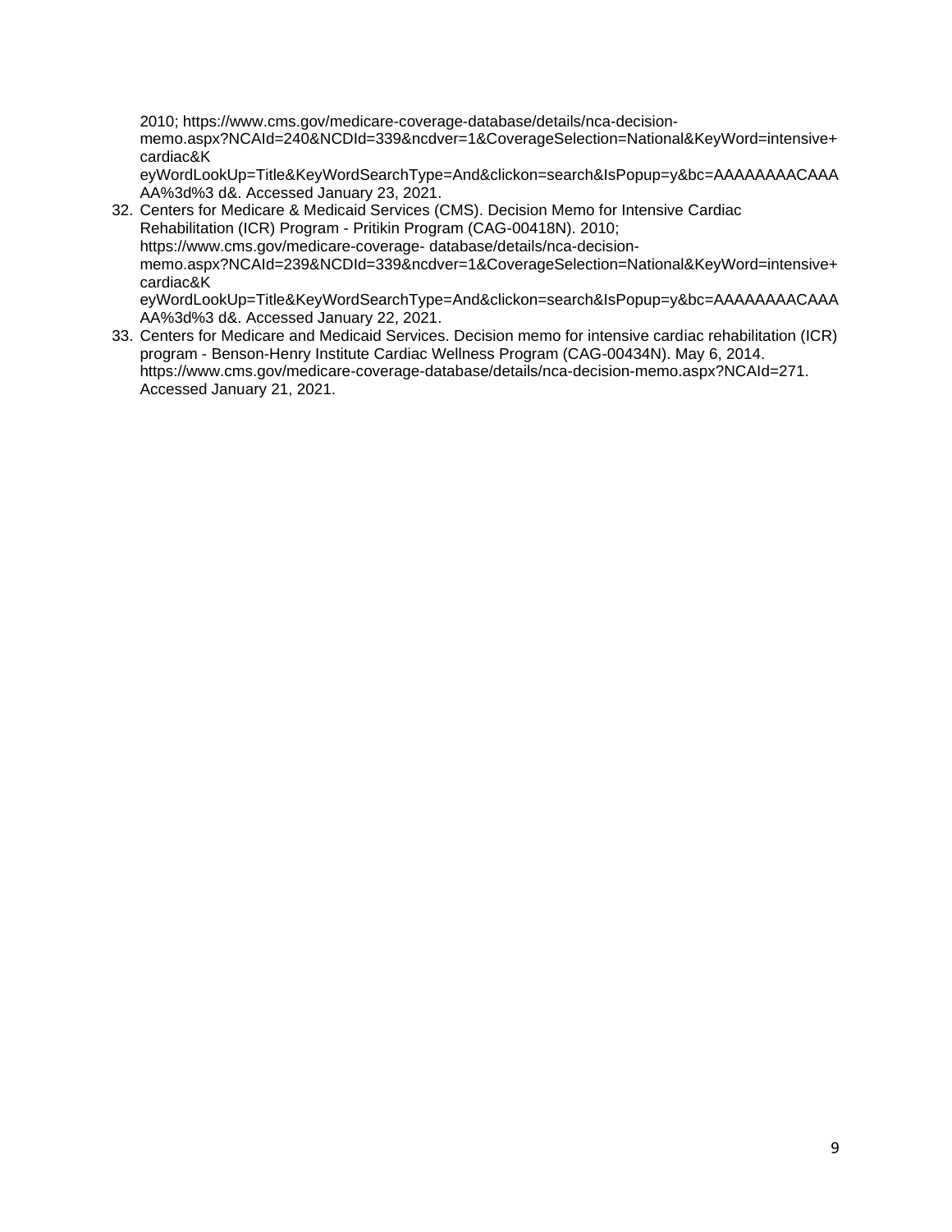2010; https://www.cms.gov/medicare-coverage-database/details/nca-decision-memo.aspx?NCAId=240&NCDId=339&ncdver=1&CoverageSelection=National&KeyWord=intensive+cardiac&KeyWordLookUp=Title&KeyWordSearchType=And&clickon=search&IsPopup=y&bc=AAAAAAAACAAAAA%3d%3 d&. Accessed January 23, 2021.

32. Centers for Medicare & Medicaid Services (CMS). Decision Memo for Intensive Cardiac Rehabilitation (ICR) Program - Pritikin Program (CAG-00418N). 2010; https://www.cms.gov/medicare-coverage- database/details/nca-decision-memo.aspx?NCAId=239&NCDId=339&ncdver=1&CoverageSelection=National&KeyWord=intensive+cardiac&KeyWordLookUp=Title&KeyWordSearchType=And&clickon=search&IsPopup=y&bc=AAAAAAAACAAAAA%3d%3 d&. Accessed January 22, 2021.
33. Centers for Medicare and Medicaid Services. Decision memo for intensive cardiac rehabilitation (ICR) program - Benson-Henry Institute Cardiac Wellness Program (CAG-00434N). May 6, 2014. https://www.cms.gov/medicare-coverage-database/details/nca-decision-memo.aspx?NCAId=271. Accessed January 21, 2021.